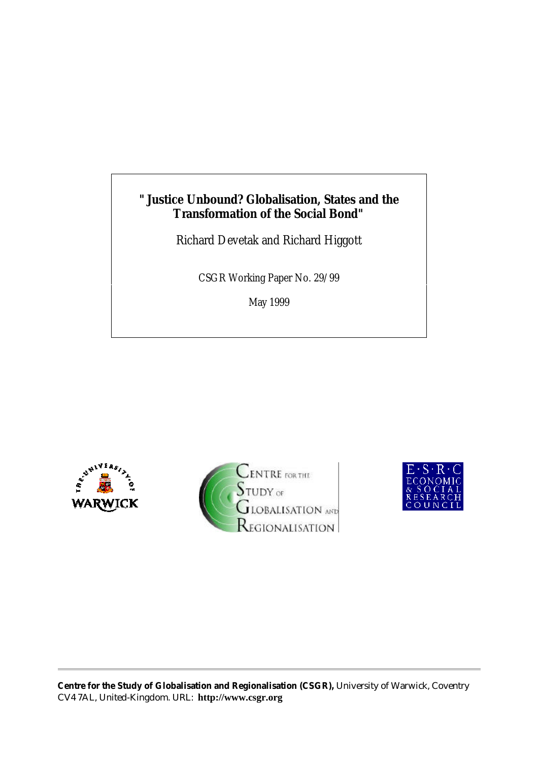# "Justice Unbound? Globalisation, States and the Transformation of the Social Bond"

Richard Devetak and Richard Higgott

CSGR Working Paper No. 29/99

May 1999

**Centre for the Study of Globalisation and Regionalisation (CSGR),** University of Warwick, Coventry CV4 7AL, United-Kingdom. URL: **http://www.csgr.org**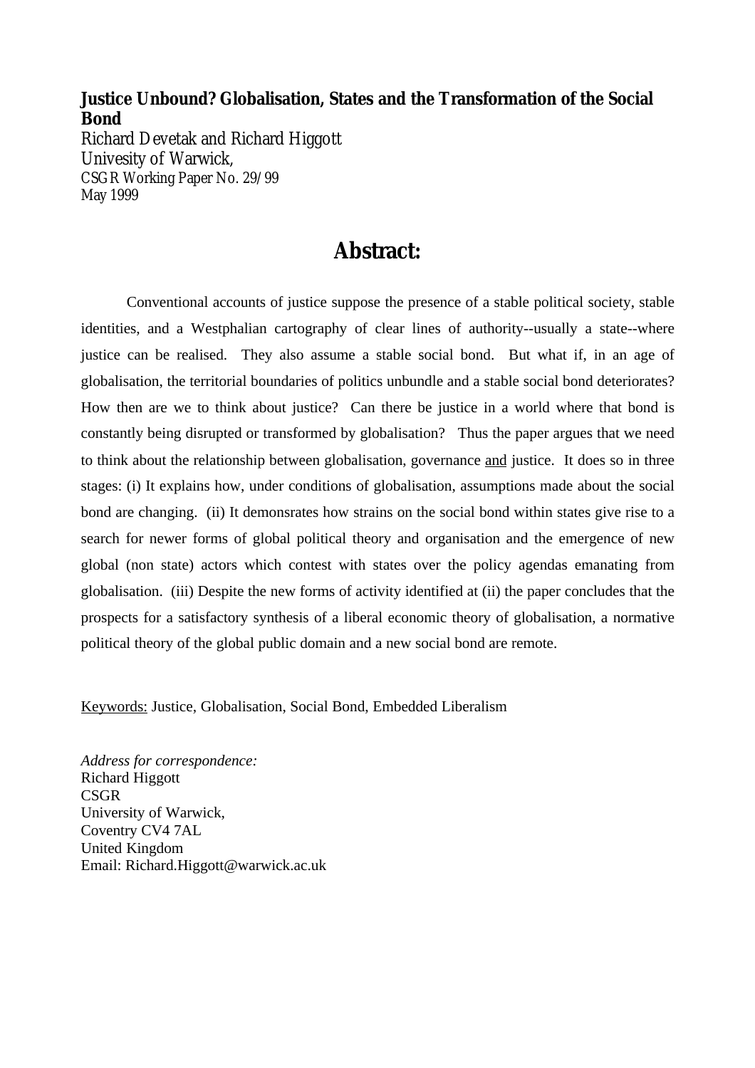**Justice Unbound? Globalisation, States and the Transformation of the Social Bond**

Richard Devetak and Richard Higgott
Univesity of Warwick,
CSGR Working Paper No. 29/99
May 1999

# Abstract:

Conventional accounts of justice suppose the presence of a stable political society, stable identities, and a Westphalian cartography of clear lines of authority--usually a state--where justice can be realised. They also assume a stable social bond. But what if, in an age of globalisation, the territorial boundaries of politics unbundle and a stable social bond deteriorates? How then are we to think about justice? Can there be justice in a world where that bond is constantly being disrupted or transformed by globalisation? Thus the paper argues that we need to think about the relationship between globalisation, governance and justice. It does so in three stages: (i) It explains how, under conditions of globalisation, assumptions made about the social bond are changing. (ii) It demonsrates how strains on the social bond within states give rise to a search for newer forms of global political theory and organisation and the emergence of new global (non state) actors which contest with states over the policy agendas emanating from globalisation. (iii) Despite the new forms of activity identified at (ii) the paper concludes that the prospects for a satisfactory synthesis of a liberal economic theory of globalisation, a normative political theory of the global public domain and a new social bond are remote.

Keywords: Justice, Globalisation, Social Bond, Embedded Liberalism

*Address for correspondence:*
Richard Higgott
CSGR
University of Warwick,
Coventry CV4 7AL
United Kingdom
Email: Richard.Higgott@warwick.ac.uk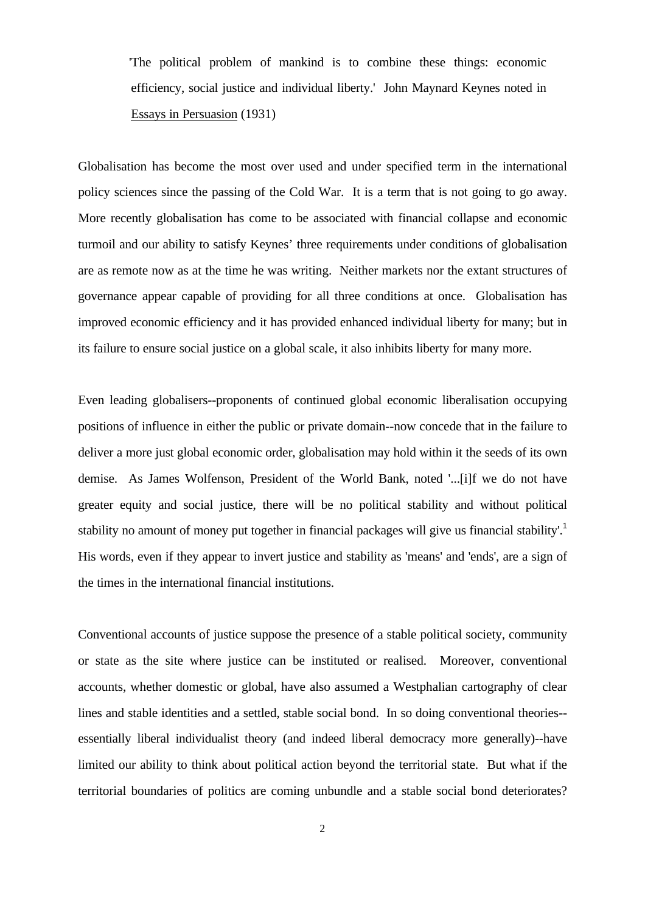> 'The political problem of mankind is to combine these things: economic efficiency, social justice and individual liberty.' John Maynard Keynes noted in <u>Essays in Persuasion</u> (1931)

Globalisation has become the most over used and under specified term in the international policy sciences since the passing of the Cold War. It is a term that is not going to go away. More recently globalisation has come to be associated with financial collapse and economic turmoil and our ability to satisfy Keynes' three requirements under conditions of globalisation are as remote now as at the time he was writing. Neither markets nor the extant structures of governance appear capable of providing for all three conditions at once. Globalisation has improved economic efficiency and it has provided enhanced individual liberty for many; but in its failure to ensure social justice on a global scale, it also inhibits liberty for many more.

Even leading globalisers--proponents of continued global economic liberalisation occupying positions of influence in either the public or private domain--now concede that in the failure to deliver a more just global economic order, globalisation may hold within it the seeds of its own demise. As James Wolfenson, President of the World Bank, noted '...[i]f we do not have greater equity and social justice, there will be no political stability and without political stability no amount of money put together in financial packages will give us financial stability'.[1] His words, even if they appear to invert justice and stability as 'means' and 'ends', are a sign of the times in the international financial institutions.

Conventional accounts of justice suppose the presence of a stable political society, community or state as the site where justice can be instituted or realised. Moreover, conventional accounts, whether domestic or global, have also assumed a Westphalian cartography of clear lines and stable identities and a settled, stable social bond. In so doing conventional theories--essentially liberal individualist theory (and indeed liberal democracy more generally)--have limited our ability to think about political action beyond the territorial state. But what if the territorial boundaries of politics are coming unbundle and a stable social bond deteriorates?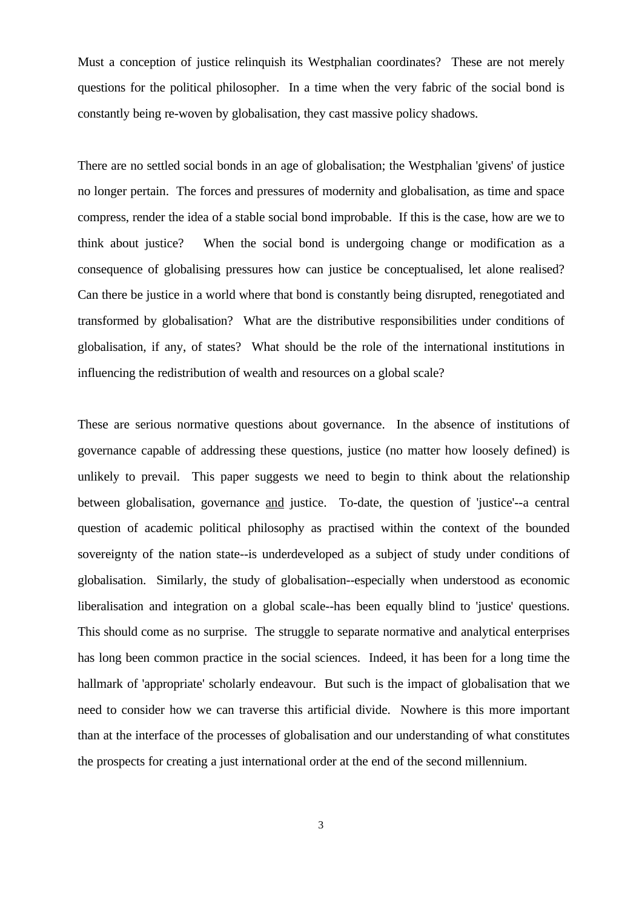Must a conception of justice relinquish its Westphalian coordinates? These are not merely questions for the political philosopher. In a time when the very fabric of the social bond is constantly being re-woven by globalisation, they cast massive policy shadows.

There are no settled social bonds in an age of globalisation; the Westphalian 'givens' of justice no longer pertain. The forces and pressures of modernity and globalisation, as time and space compress, render the idea of a stable social bond improbable. If this is the case, how are we to think about justice? When the social bond is undergoing change or modification as a consequence of globalising pressures how can justice be conceptualised, let alone realised? Can there be justice in a world where that bond is constantly being disrupted, renegotiated and transformed by globalisation? What are the distributive responsibilities under conditions of globalisation, if any, of states? What should be the role of the international institutions in influencing the redistribution of wealth and resources on a global scale?

These are serious normative questions about governance. In the absence of institutions of governance capable of addressing these questions, justice (no matter how loosely defined) is unlikely to prevail. This paper suggests we need to begin to think about the relationship between globalisation, governance <u>and</u> justice. To-date, the question of 'justice'--a central question of academic political philosophy as practised within the context of the bounded sovereignty of the nation state--is underdeveloped as a subject of study under conditions of globalisation. Similarly, the study of globalisation--especially when understood as economic liberalisation and integration on a global scale--has been equally blind to 'justice' questions. This should come as no surprise. The struggle to separate normative and analytical enterprises has long been common practice in the social sciences. Indeed, it has been for a long time the hallmark of 'appropriate' scholarly endeavour. But such is the impact of globalisation that we need to consider how we can traverse this artificial divide. Nowhere is this more important than at the interface of the processes of globalisation and our understanding of what constitutes the prospects for creating a just international order at the end of the second millennium.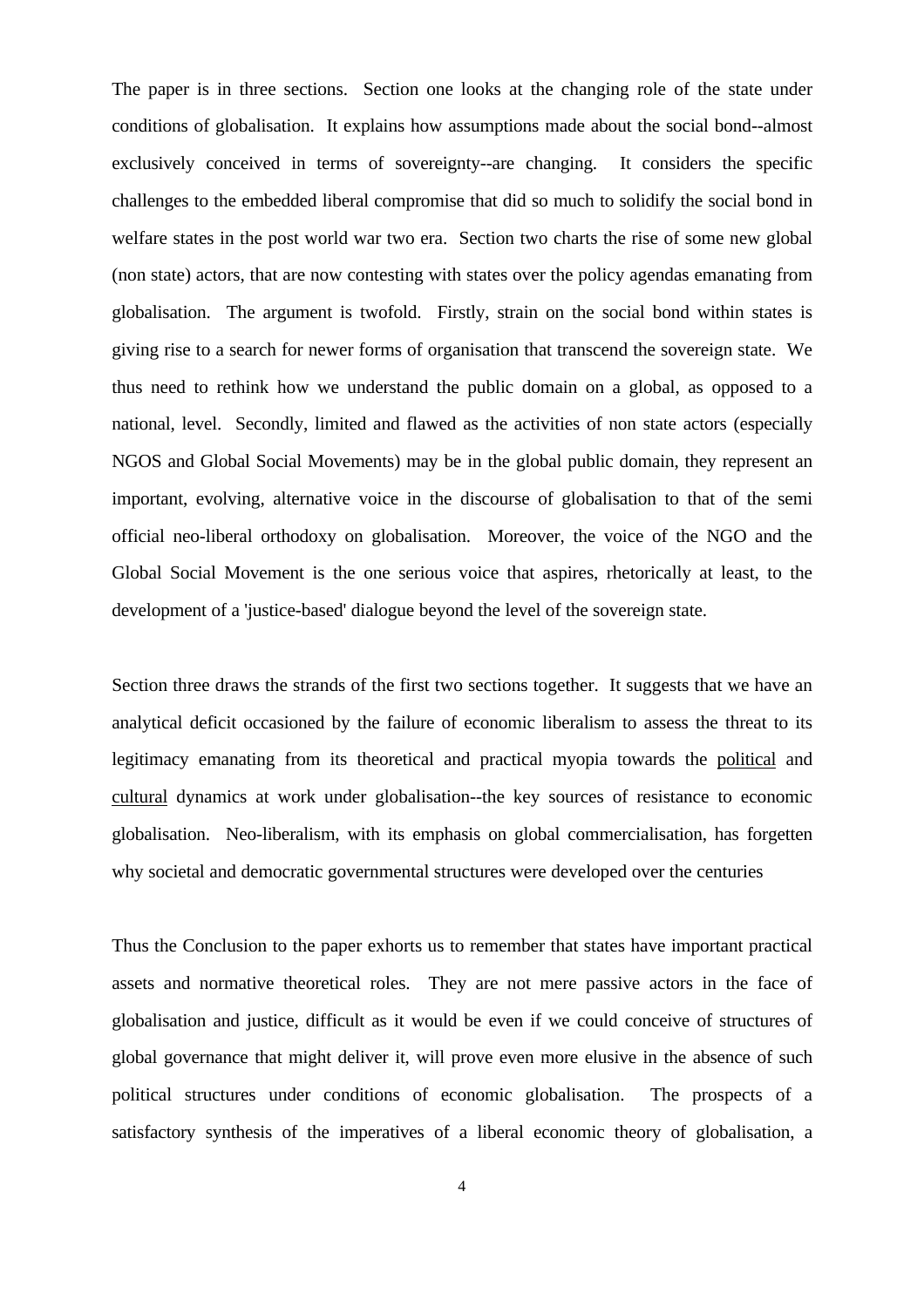The paper is in three sections. Section one looks at the changing role of the state under conditions of globalisation. It explains how assumptions made about the social bond--almost exclusively conceived in terms of sovereignty--are changing. It considers the specific challenges to the embedded liberal compromise that did so much to solidify the social bond in welfare states in the post world war two era. Section two charts the rise of some new global (non state) actors, that are now contesting with states over the policy agendas emanating from globalisation. The argument is twofold. Firstly, strain on the social bond within states is giving rise to a search for newer forms of organisation that transcend the sovereign state. We thus need to rethink how we understand the public domain on a global, as opposed to a national, level. Secondly, limited and flawed as the activities of non state actors (especially NGOS and Global Social Movements) may be in the global public domain, they represent an important, evolving, alternative voice in the discourse of globalisation to that of the semi official neo-liberal orthodoxy on globalisation. Moreover, the voice of the NGO and the Global Social Movement is the one serious voice that aspires, rhetorically at least, to the development of a 'justice-based' dialogue beyond the level of the sovereign state.

Section three draws the strands of the first two sections together. It suggests that we have an analytical deficit occasioned by the failure of economic liberalism to assess the threat to its legitimacy emanating from its theoretical and practical myopia towards the <u>political</u> and <u>cultural</u> dynamics at work under globalisation--the key sources of resistance to economic globalisation. Neo-liberalism, with its emphasis on global commercialisation, has forgetten why societal and democratic governmental structures were developed over the centuries

Thus the Conclusion to the paper exhorts us to remember that states have important practical assets and normative theoretical roles. They are not mere passive actors in the face of globalisation and justice, difficult as it would be even if we could conceive of structures of global governance that might deliver it, will prove even more elusive in the absence of such political structures under conditions of economic globalisation. The prospects of a satisfactory synthesis of the imperatives of a liberal economic theory of globalisation, a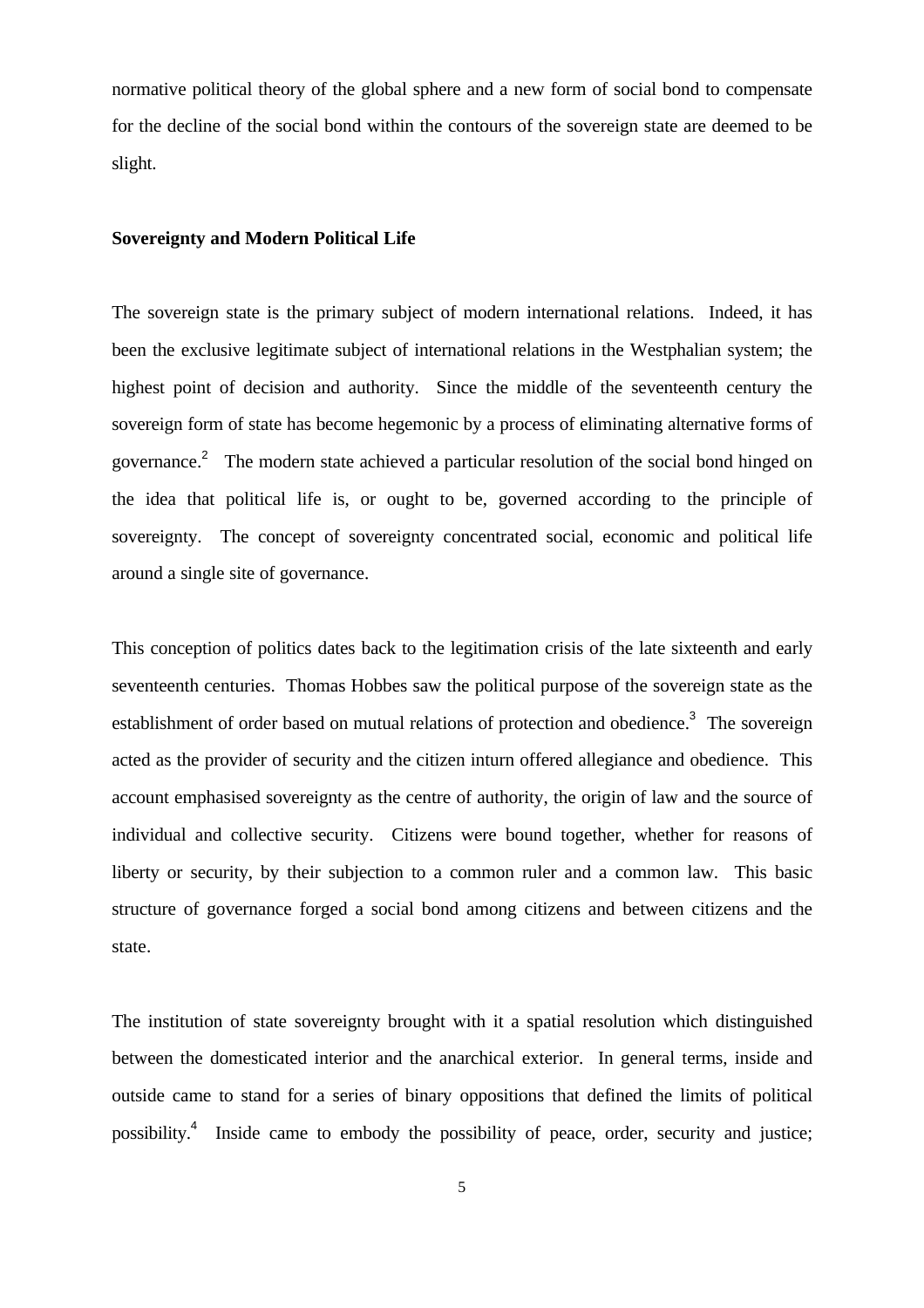normative political theory of the global sphere and a new form of social bond to compensate for the decline of the social bond within the contours of the sovereign state are deemed to be slight.

**Sovereignty and Modern Political Life**

The sovereign state is the primary subject of modern international relations. Indeed, it has been the exclusive legitimate subject of international relations in the Westphalian system; the highest point of decision and authority. Since the middle of the seventeenth century the sovereign form of state has become hegemonic by a process of eliminating alternative forms of governance.[2] The modern state achieved a particular resolution of the social bond hinged on the idea that political life is, or ought to be, governed according to the principle of sovereignty. The concept of sovereignty concentrated social, economic and political life around a single site of governance.

This conception of politics dates back to the legitimation crisis of the late sixteenth and early seventeenth centuries. Thomas Hobbes saw the political purpose of the sovereign state as the establishment of order based on mutual relations of protection and obedience.[3] The sovereign acted as the provider of security and the citizen inturn offered allegiance and obedience. This account emphasised sovereignty as the centre of authority, the origin of law and the source of individual and collective security. Citizens were bound together, whether for reasons of liberty or security, by their subjection to a common ruler and a common law. This basic structure of governance forged a social bond among citizens and between citizens and the state.

The institution of state sovereignty brought with it a spatial resolution which distinguished between the domesticated interior and the anarchical exterior. In general terms, inside and outside came to stand for a series of binary oppositions that defined the limits of political possibility.[4] Inside came to embody the possibility of peace, order, security and justice;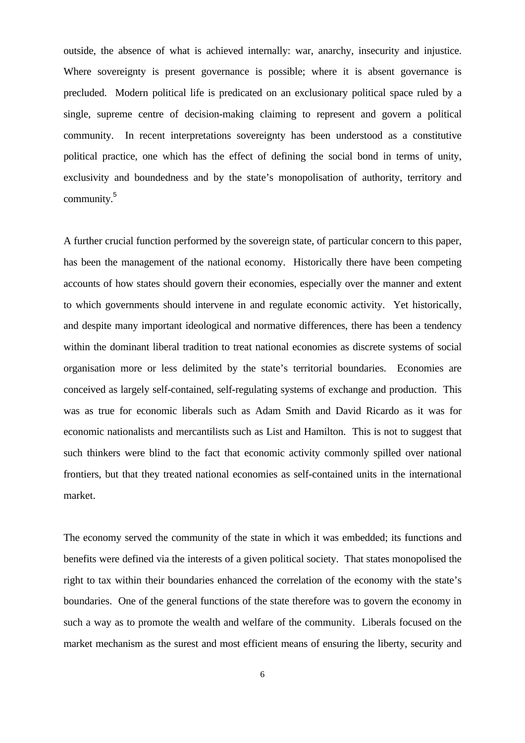outside, the absence of what is achieved internally: war, anarchy, insecurity and injustice. Where sovereignty is present governance is possible; where it is absent governance is precluded. Modern political life is predicated on an exclusionary political space ruled by a single, supreme centre of decision-making claiming to represent and govern a political community. In recent interpretations sovereignty has been understood as a constitutive political practice, one which has the effect of defining the social bond in terms of unity, exclusivity and boundedness and by the state's monopolisation of authority, territory and community.[5]

A further crucial function performed by the sovereign state, of particular concern to this paper, has been the management of the national economy. Historically there have been competing accounts of how states should govern their economies, especially over the manner and extent to which governments should intervene in and regulate economic activity. Yet historically, and despite many important ideological and normative differences, there has been a tendency within the dominant liberal tradition to treat national economies as discrete systems of social organisation more or less delimited by the state's territorial boundaries. Economies are conceived as largely self-contained, self-regulating systems of exchange and production. This was as true for economic liberals such as Adam Smith and David Ricardo as it was for economic nationalists and mercantilists such as List and Hamilton. This is not to suggest that such thinkers were blind to the fact that economic activity commonly spilled over national frontiers, but that they treated national economies as self-contained units in the international market.

The economy served the community of the state in which it was embedded; its functions and benefits were defined via the interests of a given political society. That states monopolised the right to tax within their boundaries enhanced the correlation of the economy with the state's boundaries. One of the general functions of the state therefore was to govern the economy in such a way as to promote the wealth and welfare of the community. Liberals focused on the market mechanism as the surest and most efficient means of ensuring the liberty, security and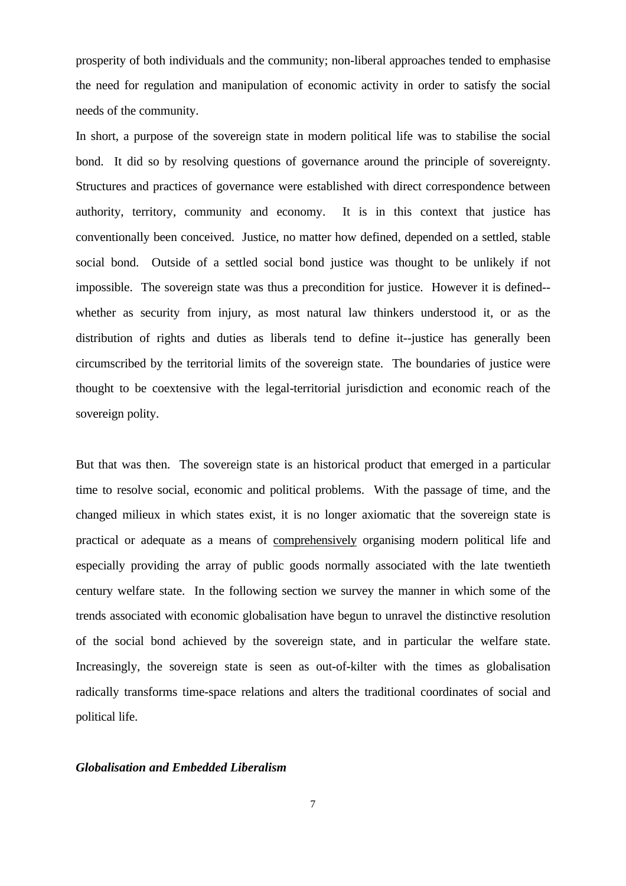prosperity of both individuals and the community; non-liberal approaches tended to emphasise the need for regulation and manipulation of economic activity in order to satisfy the social needs of the community.

In short, a purpose of the sovereign state in modern political life was to stabilise the social bond. It did so by resolving questions of governance around the principle of sovereignty. Structures and practices of governance were established with direct correspondence between authority, territory, community and economy. It is in this context that justice has conventionally been conceived. Justice, no matter how defined, depended on a settled, stable social bond. Outside of a settled social bond justice was thought to be unlikely if not impossible. The sovereign state was thus a precondition for justice. However it is defined--whether as security from injury, as most natural law thinkers understood it, or as the distribution of rights and duties as liberals tend to define it--justice has generally been circumscribed by the territorial limits of the sovereign state. The boundaries of justice were thought to be coextensive with the legal-territorial jurisdiction and economic reach of the sovereign polity.

But that was then. The sovereign state is an historical product that emerged in a particular time to resolve social, economic and political problems. With the passage of time, and the changed milieux in which states exist, it is no longer axiomatic that the sovereign state is practical or adequate as a means of <u>comprehensively</u> organising modern political life and especially providing the array of public goods normally associated with the late twentieth century welfare state. In the following section we survey the manner in which some of the trends associated with economic globalisation have begun to unravel the distinctive resolution of the social bond achieved by the sovereign state, and in particular the welfare state. Increasingly, the sovereign state is seen as out-of-kilter with the times as globalisation radically transforms time-space relations and alters the traditional coordinates of social and political life.

### ***Globalisation and Embedded Liberalism***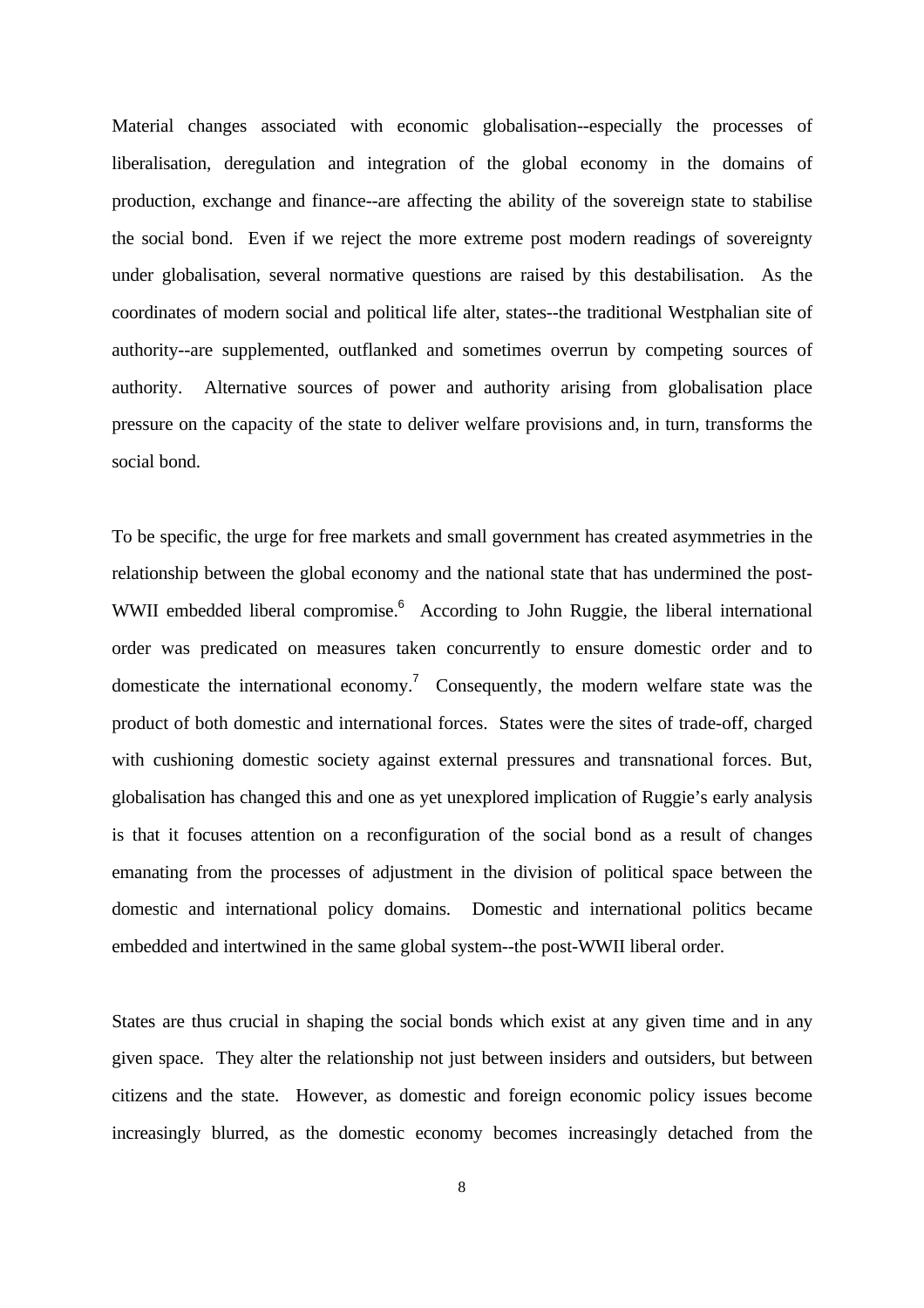Material changes associated with economic globalisation--especially the processes of liberalisation, deregulation and integration of the global economy in the domains of production, exchange and finance--are affecting the ability of the sovereign state to stabilise the social bond. Even if we reject the more extreme post modern readings of sovereignty under globalisation, several normative questions are raised by this destabilisation. As the coordinates of modern social and political life alter, states--the traditional Westphalian site of authority--are supplemented, outflanked and sometimes overrun by competing sources of authority. Alternative sources of power and authority arising from globalisation place pressure on the capacity of the state to deliver welfare provisions and, in turn, transforms the social bond.

To be specific, the urge for free markets and small government has created asymmetries in the relationship between the global economy and the national state that has undermined the post-WWII embedded liberal compromise.[6] According to John Ruggie, the liberal international order was predicated on measures taken concurrently to ensure domestic order and to domesticate the international economy.[7] Consequently, the modern welfare state was the product of both domestic and international forces. States were the sites of trade-off, charged with cushioning domestic society against external pressures and transnational forces. But, globalisation has changed this and one as yet unexplored implication of Ruggie's early analysis is that it focuses attention on a reconfiguration of the social bond as a result of changes emanating from the processes of adjustment in the division of political space between the domestic and international policy domains. Domestic and international politics became embedded and intertwined in the same global system--the post-WWII liberal order.

States are thus crucial in shaping the social bonds which exist at any given time and in any given space. They alter the relationship not just between insiders and outsiders, but between citizens and the state. However, as domestic and foreign economic policy issues become increasingly blurred, as the domestic economy becomes increasingly detached from the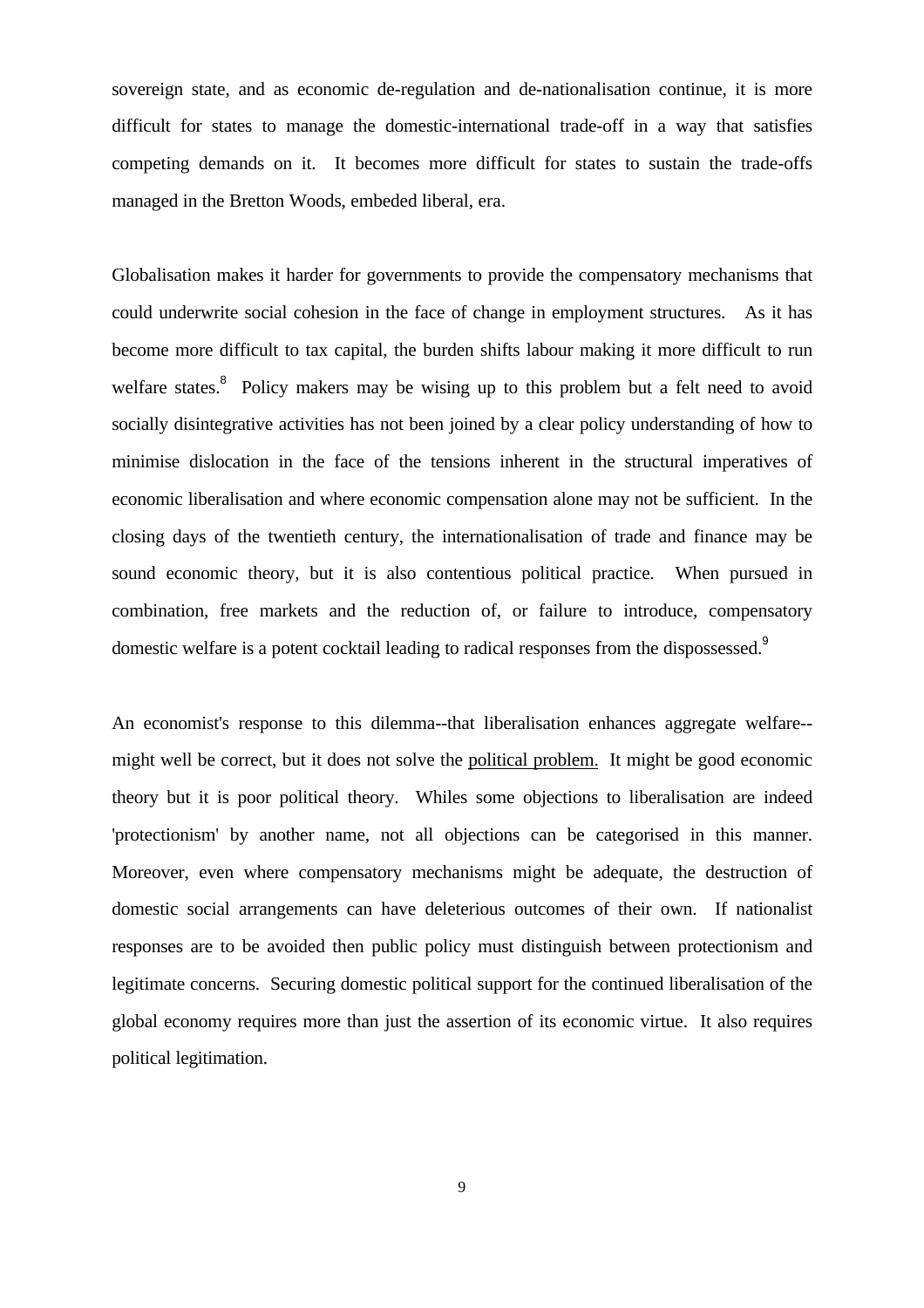sovereign state, and as economic de-regulation and de-nationalisation continue, it is more difficult for states to manage the domestic-international trade-off in a way that satisfies competing demands on it. It becomes more difficult for states to sustain the trade-offs managed in the Bretton Woods, embeded liberal, era.

Globalisation makes it harder for governments to provide the compensatory mechanisms that could underwrite social cohesion in the face of change in employment structures. As it has become more difficult to tax capital, the burden shifts labour making it more difficult to run welfare states.[8] Policy makers may be wising up to this problem but a felt need to avoid socially disintegrative activities has not been joined by a clear policy understanding of how to minimise dislocation in the face of the tensions inherent in the structural imperatives of economic liberalisation and where economic compensation alone may not be sufficient. In the closing days of the twentieth century, the internationalisation of trade and finance may be sound economic theory, but it is also contentious political practice. When pursued in combination, free markets and the reduction of, or failure to introduce, compensatory domestic welfare is a potent cocktail leading to radical responses from the dispossessed.[9]

An economist's response to this dilemma--that liberalisation enhances aggregate welfare--might well be correct, but it does not solve the political problem. It might be good economic theory but it is poor political theory. Whiles some objections to liberalisation are indeed 'protectionism' by another name, not all objections can be categorised in this manner. Moreover, even where compensatory mechanisms might be adequate, the destruction of domestic social arrangements can have deleterious outcomes of their own. If nationalist responses are to be avoided then public policy must distinguish between protectionism and legitimate concerns. Securing domestic political support for the continued liberalisation of the global economy requires more than just the assertion of its economic virtue. It also requires political legitimation.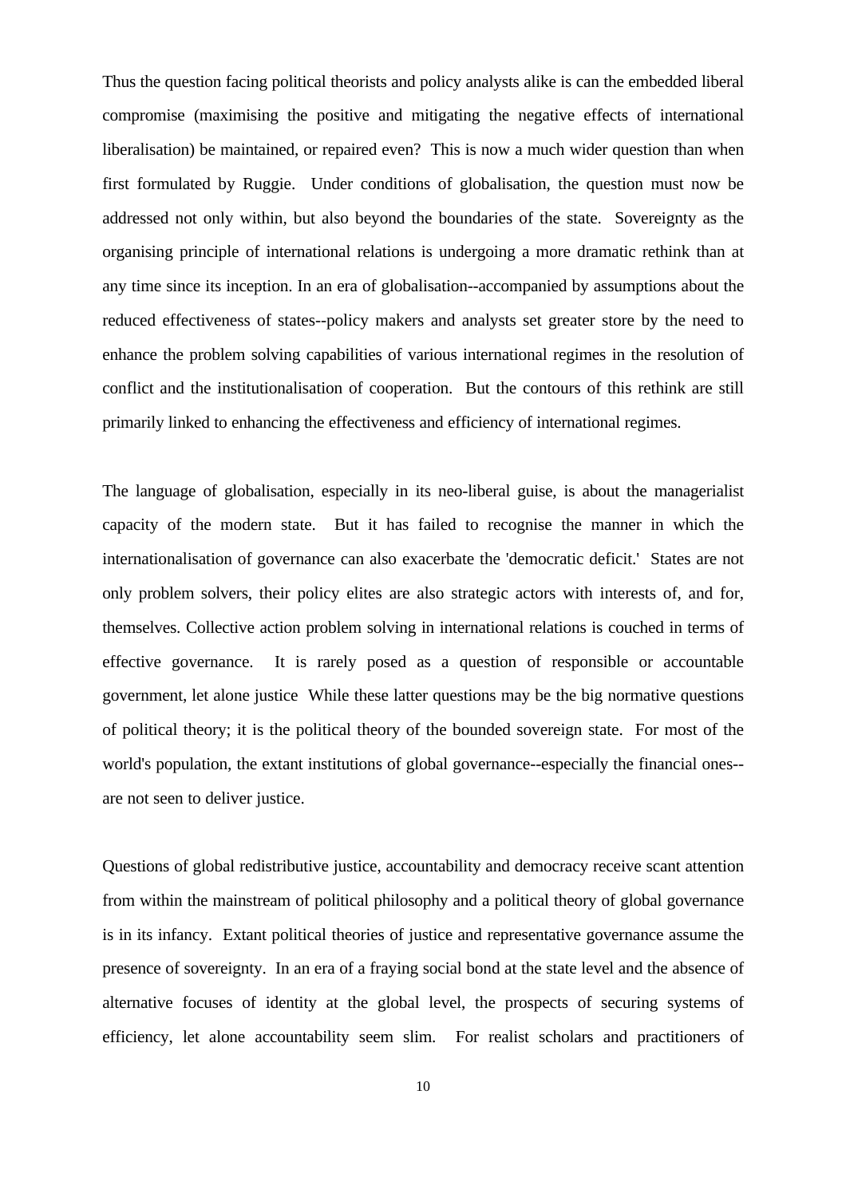Thus the question facing political theorists and policy analysts alike is can the embedded liberal compromise (maximising the positive and mitigating the negative effects of international liberalisation) be maintained, or repaired even? This is now a much wider question than when first formulated by Ruggie. Under conditions of globalisation, the question must now be addressed not only within, but also beyond the boundaries of the state. Sovereignty as the organising principle of international relations is undergoing a more dramatic rethink than at any time since its inception. In an era of globalisation--accompanied by assumptions about the reduced effectiveness of states--policy makers and analysts set greater store by the need to enhance the problem solving capabilities of various international regimes in the resolution of conflict and the institutionalisation of cooperation. But the contours of this rethink are still primarily linked to enhancing the effectiveness and efficiency of international regimes.

The language of globalisation, especially in its neo-liberal guise, is about the managerialist capacity of the modern state. But it has failed to recognise the manner in which the internationalisation of governance can also exacerbate the 'democratic deficit.' States are not only problem solvers, their policy elites are also strategic actors with interests of, and for, themselves. Collective action problem solving in international relations is couched in terms of effective governance. It is rarely posed as a question of responsible or accountable government, let alone justice While these latter questions may be the big normative questions of political theory; it is the political theory of the bounded sovereign state. For most of the world's population, the extant institutions of global governance--especially the financial ones--are not seen to deliver justice.

Questions of global redistributive justice, accountability and democracy receive scant attention from within the mainstream of political philosophy and a political theory of global governance is in its infancy. Extant political theories of justice and representative governance assume the presence of sovereignty. In an era of a fraying social bond at the state level and the absence of alternative focuses of identity at the global level, the prospects of securing systems of efficiency, let alone accountability seem slim. For realist scholars and practitioners of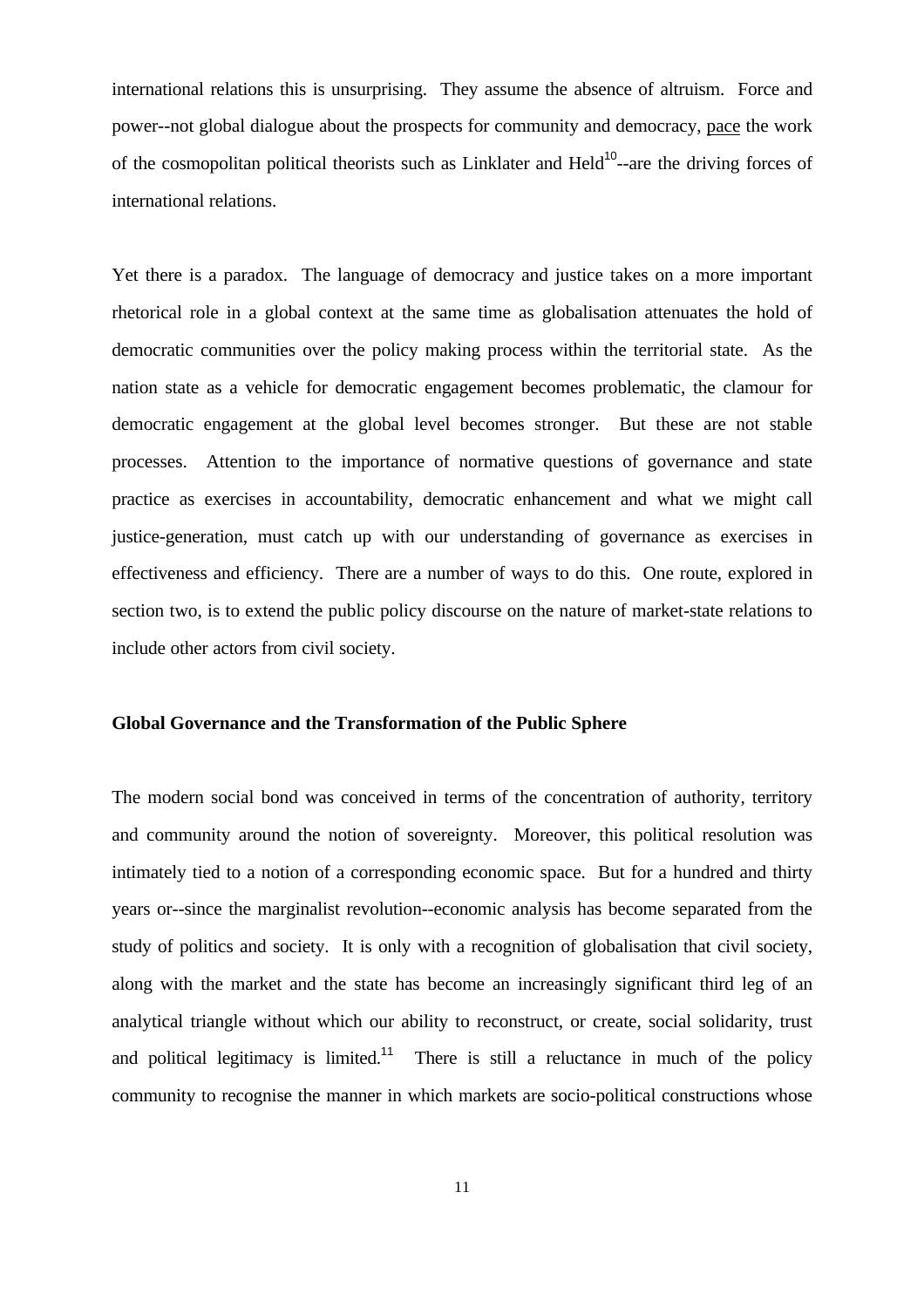international relations this is unsurprising. They assume the absence of altruism. Force and power--not global dialogue about the prospects for community and democracy, pace the work of the cosmopolitan political theorists such as Linklater and Held[10]--are the driving forces of international relations.

Yet there is a paradox. The language of democracy and justice takes on a more important rhetorical role in a global context at the same time as globalisation attenuates the hold of democratic communities over the policy making process within the territorial state. As the nation state as a vehicle for democratic engagement becomes problematic, the clamour for democratic engagement at the global level becomes stronger. But these are not stable processes. Attention to the importance of normative questions of governance and state practice as exercises in accountability, democratic enhancement and what we might call justice-generation, must catch up with our understanding of governance as exercises in effectiveness and efficiency. There are a number of ways to do this. One route, explored in section two, is to extend the public policy discourse on the nature of market-state relations to include other actors from civil society.

**Global Governance and the Transformation of the Public Sphere**

The modern social bond was conceived in terms of the concentration of authority, territory and community around the notion of sovereignty. Moreover, this political resolution was intimately tied to a notion of a corresponding economic space. But for a hundred and thirty years or--since the marginalist revolution--economic analysis has become separated from the study of politics and society. It is only with a recognition of globalisation that civil society, along with the market and the state has become an increasingly significant third leg of an analytical triangle without which our ability to reconstruct, or create, social solidarity, trust and political legitimacy is limited.[11] There is still a reluctance in much of the policy community to recognise the manner in which markets are socio-political constructions whose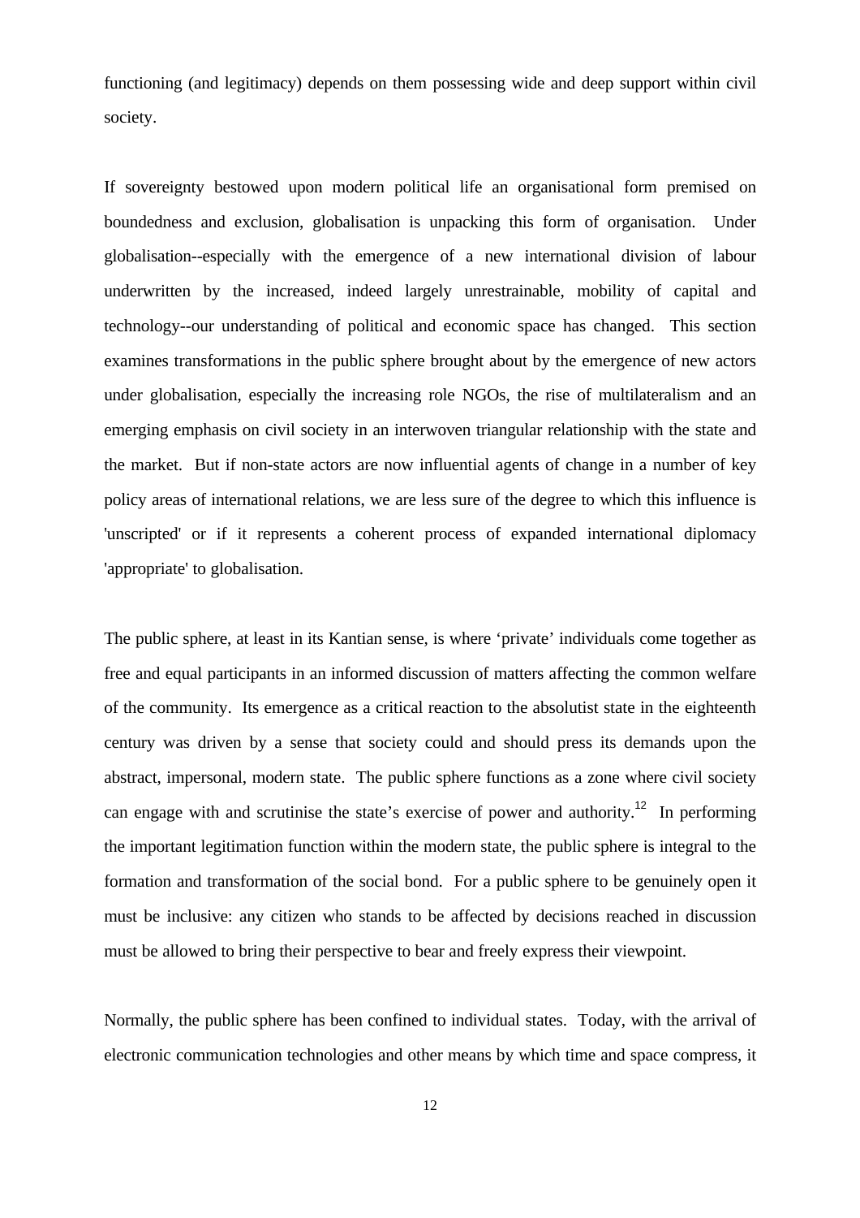functioning (and legitimacy) depends on them possessing wide and deep support within civil society.

If sovereignty bestowed upon modern political life an organisational form premised on boundedness and exclusion, globalisation is unpacking this form of organisation. Under globalisation--especially with the emergence of a new international division of labour underwritten by the increased, indeed largely unrestrainable, mobility of capital and technology--our understanding of political and economic space has changed. This section examines transformations in the public sphere brought about by the emergence of new actors under globalisation, especially the increasing role NGOs, the rise of multilateralism and an emerging emphasis on civil society in an interwoven triangular relationship with the state and the market. But if non-state actors are now influential agents of change in a number of key policy areas of international relations, we are less sure of the degree to which this influence is 'unscripted' or if it represents a coherent process of expanded international diplomacy 'appropriate' to globalisation.

The public sphere, at least in its Kantian sense, is where ‘private’ individuals come together as free and equal participants in an informed discussion of matters affecting the common welfare of the community. Its emergence as a critical reaction to the absolutist state in the eighteenth century was driven by a sense that society could and should press its demands upon the abstract, impersonal, modern state. The public sphere functions as a zone where civil society can engage with and scrutinise the state’s exercise of power and authority.[12] In performing the important legitimation function within the modern state, the public sphere is integral to the formation and transformation of the social bond. For a public sphere to be genuinely open it must be inclusive: any citizen who stands to be affected by decisions reached in discussion must be allowed to bring their perspective to bear and freely express their viewpoint.

Normally, the public sphere has been confined to individual states. Today, with the arrival of electronic communication technologies and other means by which time and space compress, it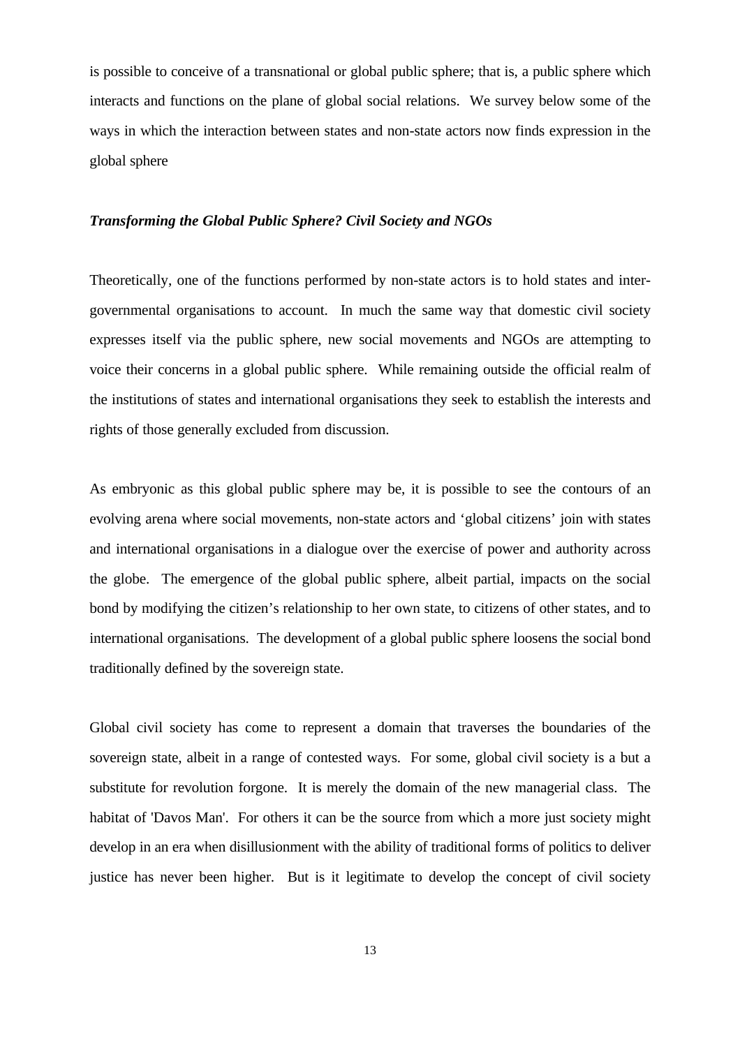is possible to conceive of a transnational or global public sphere; that is, a public sphere which interacts and functions on the plane of global social relations. We survey below some of the ways in which the interaction between states and non-state actors now finds expression in the global sphere

### *Transforming the Global Public Sphere? Civil Society and NGOs*

Theoretically, one of the functions performed by non-state actors is to hold states and inter-governmental organisations to account. In much the same way that domestic civil society expresses itself via the public sphere, new social movements and NGOs are attempting to voice their concerns in a global public sphere. While remaining outside the official realm of the institutions of states and international organisations they seek to establish the interests and rights of those generally excluded from discussion.

As embryonic as this global public sphere may be, it is possible to see the contours of an evolving arena where social movements, non-state actors and 'global citizens' join with states and international organisations in a dialogue over the exercise of power and authority across the globe. The emergence of the global public sphere, albeit partial, impacts on the social bond by modifying the citizen's relationship to her own state, to citizens of other states, and to international organisations. The development of a global public sphere loosens the social bond traditionally defined by the sovereign state.

Global civil society has come to represent a domain that traverses the boundaries of the sovereign state, albeit in a range of contested ways. For some, global civil society is a but a substitute for revolution forgone. It is merely the domain of the new managerial class. The habitat of 'Davos Man'. For others it can be the source from which a more just society might develop in an era when disillusionment with the ability of traditional forms of politics to deliver justice has never been higher. But is it legitimate to develop the concept of civil society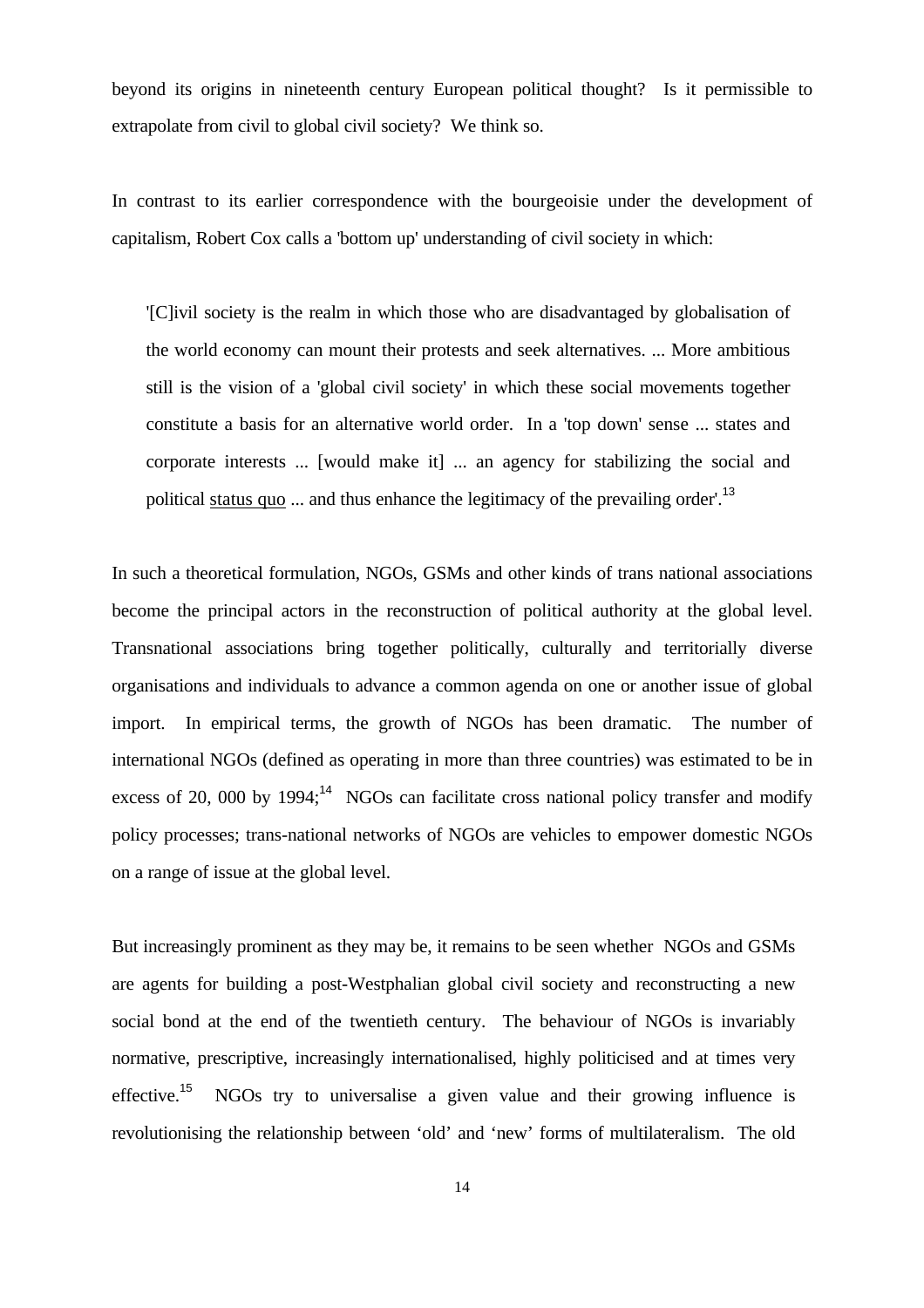beyond its origins in nineteenth century European political thought? Is it permissible to extrapolate from civil to global civil society? We think so.

In contrast to its earlier correspondence with the bourgeoisie under the development of capitalism, Robert Cox calls a 'bottom up' understanding of civil society in which:

> '[C]ivil society is the realm in which those who are disadvantaged by globalisation of the world economy can mount their protests and seek alternatives. ... More ambitious still is the vision of a 'global civil society' in which these social movements together constitute a basis for an alternative world order. In a 'top down' sense ... states and corporate interests ... [would make it] ... an agency for stabilizing the social and political status quo ... and thus enhance the legitimacy of the prevailing order'.[13]

In such a theoretical formulation, NGOs, GSMs and other kinds of trans national associations become the principal actors in the reconstruction of political authority at the global level. Transnational associations bring together politically, culturally and territorially diverse organisations and individuals to advance a common agenda on one or another issue of global import. In empirical terms, the growth of NGOs has been dramatic. The number of international NGOs (defined as operating in more than three countries) was estimated to be in excess of 20, 000 by 1994;[14] NGOs can facilitate cross national policy transfer and modify policy processes; trans-national networks of NGOs are vehicles to empower domestic NGOs on a range of issue at the global level.

But increasingly prominent as they may be, it remains to be seen whether NGOs and GSMs are agents for building a post-Westphalian global civil society and reconstructing a new social bond at the end of the twentieth century. The behaviour of NGOs is invariably normative, prescriptive, increasingly internationalised, highly politicised and at times very effective.[15] NGOs try to universalise a given value and their growing influence is revolutionising the relationship between 'old' and 'new' forms of multilateralism. The old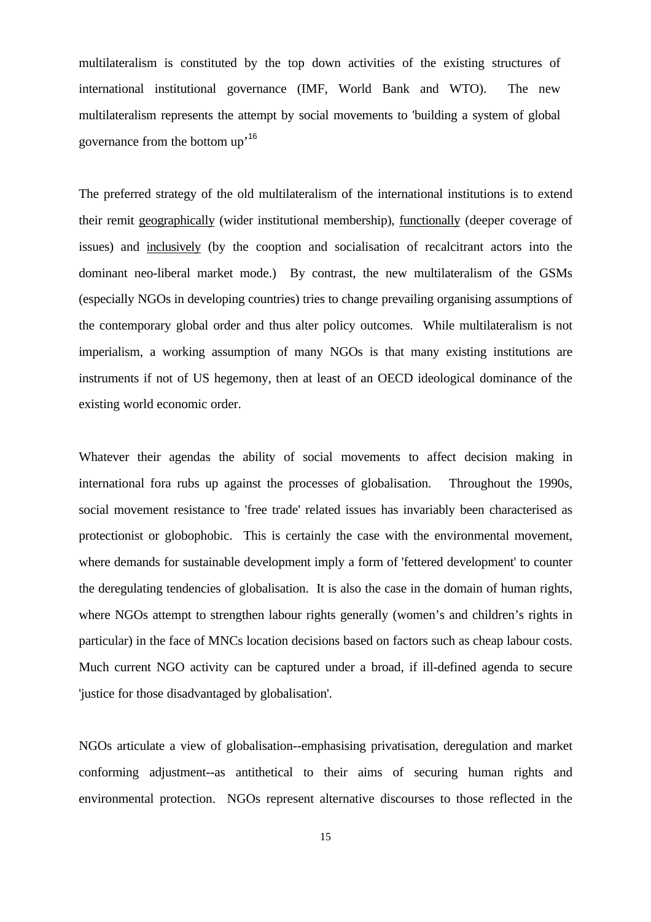multilateralism is constituted by the top down activities of the existing structures of international institutional governance (IMF, World Bank and WTO). The new multilateralism represents the attempt by social movements to 'building a system of global governance from the bottom up'[16]

The preferred strategy of the old multilateralism of the international institutions is to extend their remit geographically (wider institutional membership), functionally (deeper coverage of issues) and inclusively (by the cooption and socialisation of recalcitrant actors into the dominant neo-liberal market mode.) By contrast, the new multilateralism of the GSMs (especially NGOs in developing countries) tries to change prevailing organising assumptions of the contemporary global order and thus alter policy outcomes. While multilateralism is not imperialism, a working assumption of many NGOs is that many existing institutions are instruments if not of US hegemony, then at least of an OECD ideological dominance of the existing world economic order.

Whatever their agendas the ability of social movements to affect decision making in international fora rubs up against the processes of globalisation. Throughout the 1990s, social movement resistance to 'free trade' related issues has invariably been characterised as protectionist or globophobic. This is certainly the case with the environmental movement, where demands for sustainable development imply a form of 'fettered development' to counter the deregulating tendencies of globalisation. It is also the case in the domain of human rights, where NGOs attempt to strengthen labour rights generally (women's and children's rights in particular) in the face of MNCs location decisions based on factors such as cheap labour costs. Much current NGO activity can be captured under a broad, if ill-defined agenda to secure 'justice for those disadvantaged by globalisation'.

NGOs articulate a view of globalisation--emphasising privatisation, deregulation and market conforming adjustment--as antithetical to their aims of securing human rights and environmental protection. NGOs represent alternative discourses to those reflected in the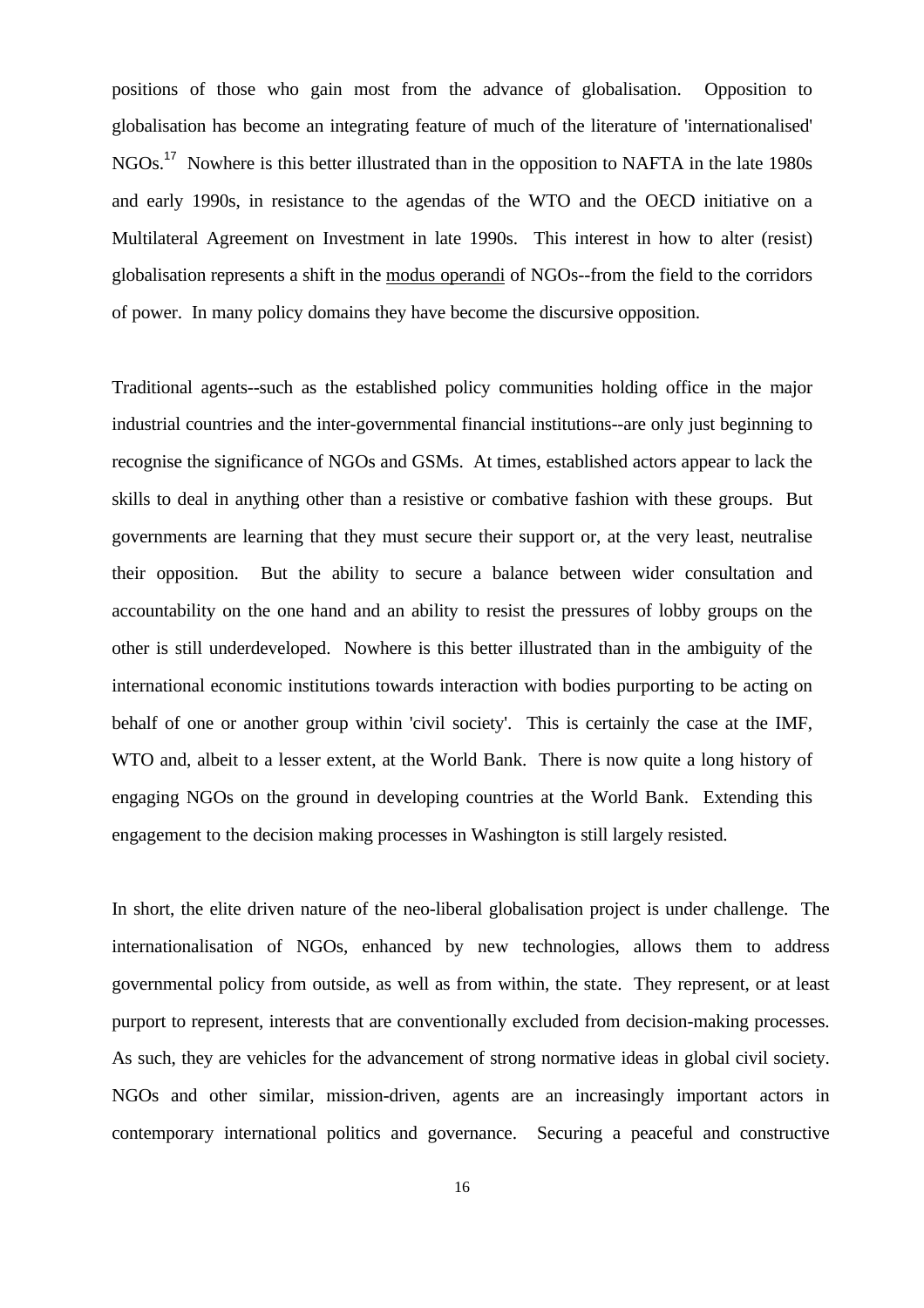positions of those who gain most from the advance of globalisation. Opposition to globalisation has become an integrating feature of much of the literature of 'internationalised' NGOs.[17] Nowhere is this better illustrated than in the opposition to NAFTA in the late 1980s and early 1990s, in resistance to the agendas of the WTO and the OECD initiative on a Multilateral Agreement on Investment in late 1990s. This interest in how to alter (resist) globalisation represents a shift in the modus operandi of NGOs--from the field to the corridors of power. In many policy domains they have become the discursive opposition.

Traditional agents--such as the established policy communities holding office in the major industrial countries and the inter-governmental financial institutions--are only just beginning to recognise the significance of NGOs and GSMs. At times, established actors appear to lack the skills to deal in anything other than a resistive or combative fashion with these groups. But governments are learning that they must secure their support or, at the very least, neutralise their opposition. But the ability to secure a balance between wider consultation and accountability on the one hand and an ability to resist the pressures of lobby groups on the other is still underdeveloped. Nowhere is this better illustrated than in the ambiguity of the international economic institutions towards interaction with bodies purporting to be acting on behalf of one or another group within 'civil society'. This is certainly the case at the IMF, WTO and, albeit to a lesser extent, at the World Bank. There is now quite a long history of engaging NGOs on the ground in developing countries at the World Bank. Extending this engagement to the decision making processes in Washington is still largely resisted.

In short, the elite driven nature of the neo-liberal globalisation project is under challenge. The internationalisation of NGOs, enhanced by new technologies, allows them to address governmental policy from outside, as well as from within, the state. They represent, or at least purport to represent, interests that are conventionally excluded from decision-making processes. As such, they are vehicles for the advancement of strong normative ideas in global civil society. NGOs and other similar, mission-driven, agents are an increasingly important actors in contemporary international politics and governance. Securing a peaceful and constructive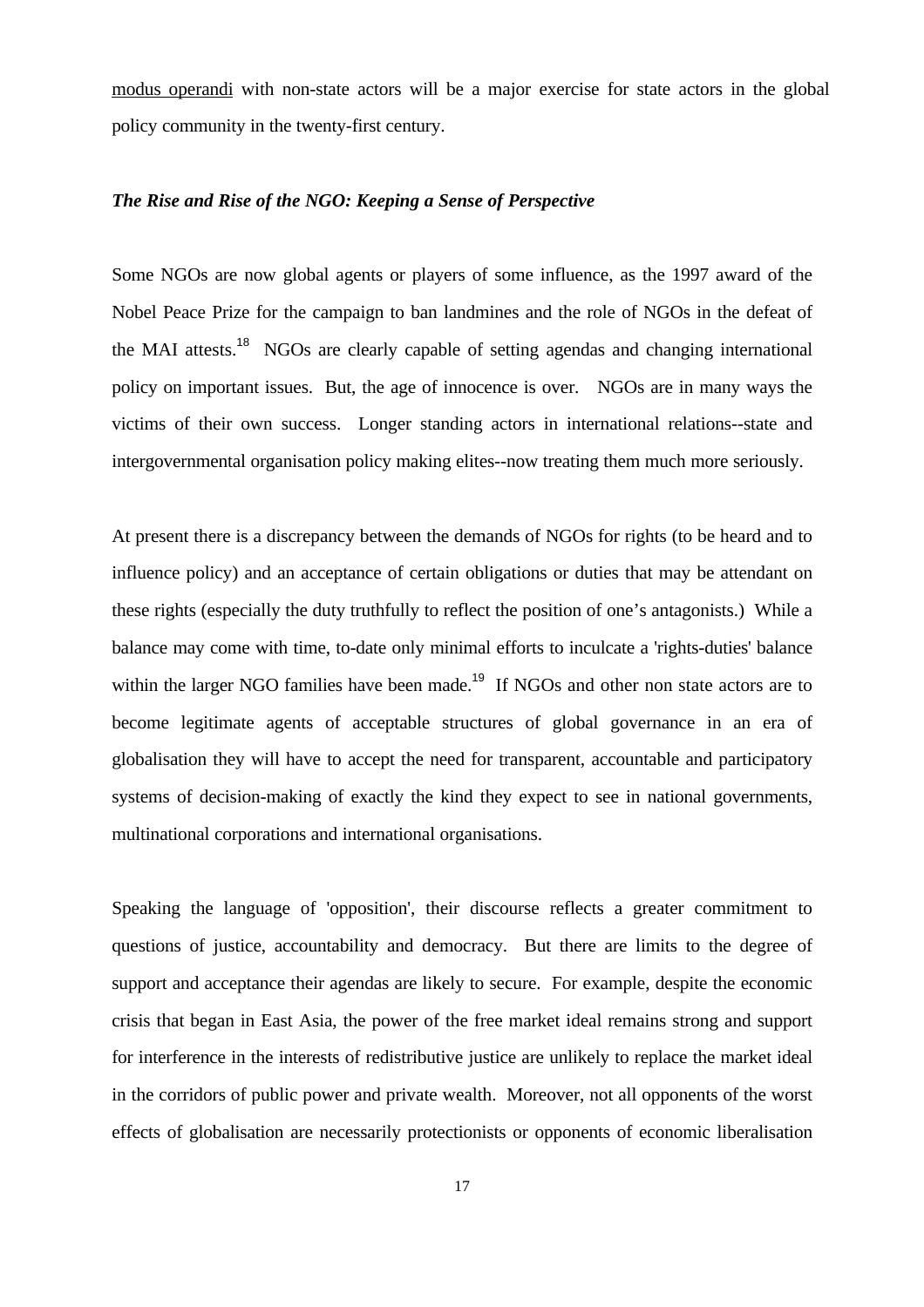modus operandi with non-state actors will be a major exercise for state actors in the global policy community in the twenty-first century.

### *The Rise and Rise of the NGO: Keeping a Sense of Perspective*

Some NGOs are now global agents or players of some influence, as the 1997 award of the Nobel Peace Prize for the campaign to ban landmines and the role of NGOs in the defeat of the MAI attests.[18] NGOs are clearly capable of setting agendas and changing international policy on important issues. But, the age of innocence is over. NGOs are in many ways the victims of their own success. Longer standing actors in international relations--state and intergovernmental organisation policy making elites--now treating them much more seriously.

At present there is a discrepancy between the demands of NGOs for rights (to be heard and to influence policy) and an acceptance of certain obligations or duties that may be attendant on these rights (especially the duty truthfully to reflect the position of one's antagonists.) While a balance may come with time, to-date only minimal efforts to inculcate a 'rights-duties' balance within the larger NGO families have been made.[19] If NGOs and other non state actors are to become legitimate agents of acceptable structures of global governance in an era of globalisation they will have to accept the need for transparent, accountable and participatory systems of decision-making of exactly the kind they expect to see in national governments, multinational corporations and international organisations.

Speaking the language of 'opposition', their discourse reflects a greater commitment to questions of justice, accountability and democracy. But there are limits to the degree of support and acceptance their agendas are likely to secure. For example, despite the economic crisis that began in East Asia, the power of the free market ideal remains strong and support for interference in the interests of redistributive justice are unlikely to replace the market ideal in the corridors of public power and private wealth. Moreover, not all opponents of the worst effects of globalisation are necessarily protectionists or opponents of economic liberalisation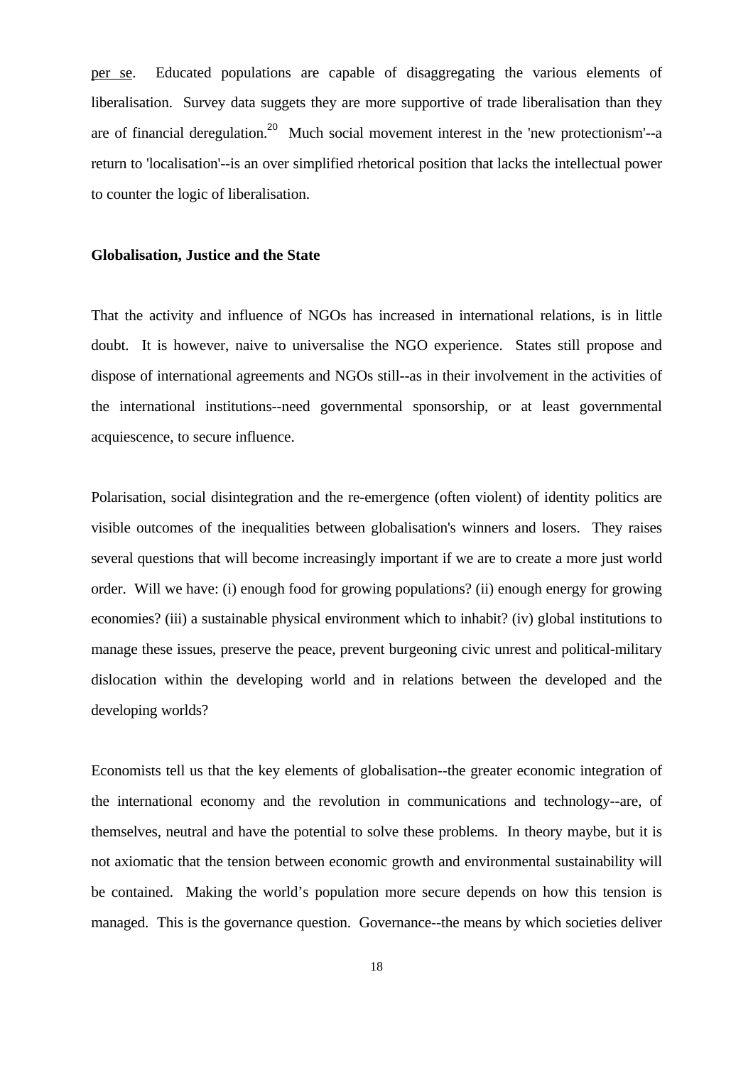per se. Educated populations are capable of disaggregating the various elements of liberalisation. Survey data suggets they are more supportive of trade liberalisation than they are of financial deregulation.[20] Much social movement interest in the 'new protectionism'--a return to 'localisation'--is an over simplified rhetorical position that lacks the intellectual power to counter the logic of liberalisation.

**Globalisation, Justice and the State**

That the activity and influence of NGOs has increased in international relations, is in little doubt. It is however, naive to universalise the NGO experience. States still propose and dispose of international agreements and NGOs still--as in their involvement in the activities of the international institutions--need governmental sponsorship, or at least governmental acquiescence, to secure influence.

Polarisation, social disintegration and the re-emergence (often violent) of identity politics are visible outcomes of the inequalities between globalisation's winners and losers. They raises several questions that will become increasingly important if we are to create a more just world order. Will we have: (i) enough food for growing populations? (ii) enough energy for growing economies? (iii) a sustainable physical environment which to inhabit? (iv) global institutions to manage these issues, preserve the peace, prevent burgeoning civic unrest and political-military dislocation within the developing world and in relations between the developed and the developing worlds?

Economists tell us that the key elements of globalisation--the greater economic integration of the international economy and the revolution in communications and technology--are, of themselves, neutral and have the potential to solve these problems. In theory maybe, but it is not axiomatic that the tension between economic growth and environmental sustainability will be contained. Making the world's population more secure depends on how this tension is managed. This is the governance question. Governance--the means by which societies deliver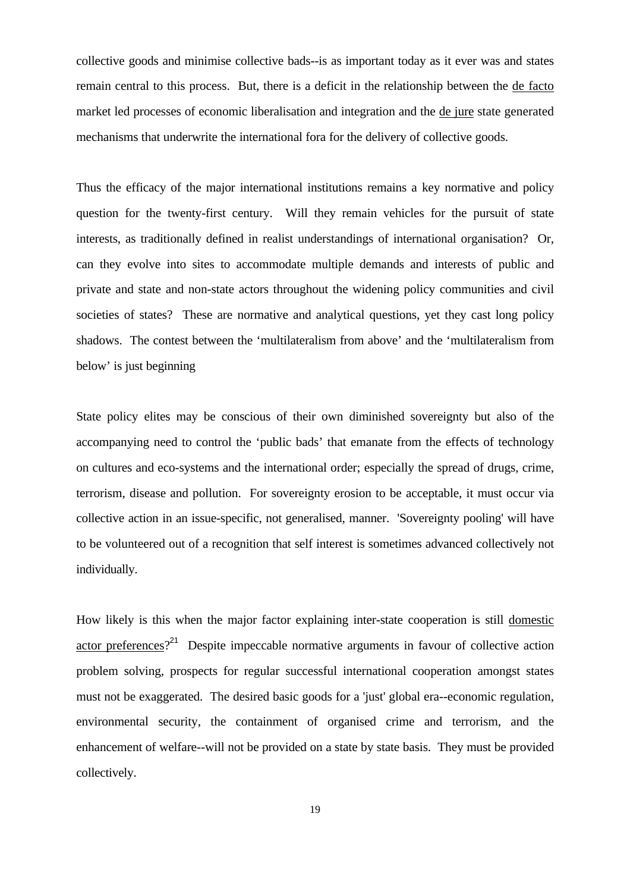collective goods and minimise collective bads--is as important today as it ever was and states remain central to this process. But, there is a deficit in the relationship between the de facto market led processes of economic liberalisation and integration and the de jure state generated mechanisms that underwrite the international fora for the delivery of collective goods.

Thus the efficacy of the major international institutions remains a key normative and policy question for the twenty-first century. Will they remain vehicles for the pursuit of state interests, as traditionally defined in realist understandings of international organisation? Or, can they evolve into sites to accommodate multiple demands and interests of public and private and state and non-state actors throughout the widening policy communities and civil societies of states? These are normative and analytical questions, yet they cast long policy shadows. The contest between the 'multilateralism from above' and the 'multilateralism from below' is just beginning

State policy elites may be conscious of their own diminished sovereignty but also of the accompanying need to control the 'public bads' that emanate from the effects of technology on cultures and eco-systems and the international order; especially the spread of drugs, crime, terrorism, disease and pollution. For sovereignty erosion to be acceptable, it must occur via collective action in an issue-specific, not generalised, manner. 'Sovereignty pooling' will have to be volunteered out of a recognition that self interest is sometimes advanced collectively not individually.

How likely is this when the major factor explaining inter-state cooperation is still domestic actor preferences?[21] Despite impeccable normative arguments in favour of collective action problem solving, prospects for regular successful international cooperation amongst states must not be exaggerated. The desired basic goods for a 'just' global era--economic regulation, environmental security, the containment of organised crime and terrorism, and the enhancement of welfare--will not be provided on a state by state basis. They must be provided collectively.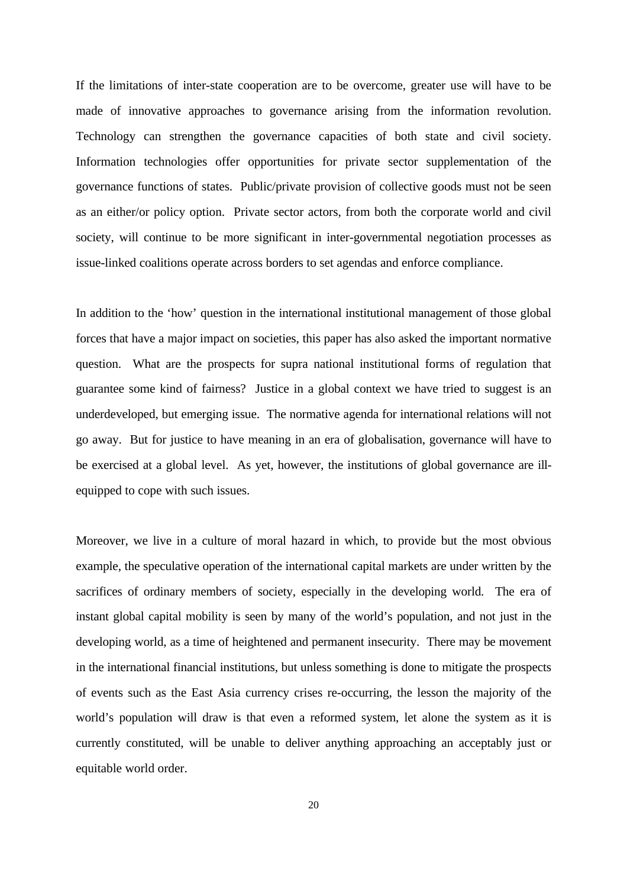If the limitations of inter-state cooperation are to be overcome, greater use will have to be made of innovative approaches to governance arising from the information revolution. Technology can strengthen the governance capacities of both state and civil society. Information technologies offer opportunities for private sector supplementation of the governance functions of states. Public/private provision of collective goods must not be seen as an either/or policy option. Private sector actors, from both the corporate world and civil society, will continue to be more significant in inter-governmental negotiation processes as issue-linked coalitions operate across borders to set agendas and enforce compliance.

In addition to the 'how' question in the international institutional management of those global forces that have a major impact on societies, this paper has also asked the important normative question. What are the prospects for supra national institutional forms of regulation that guarantee some kind of fairness? Justice in a global context we have tried to suggest is an underdeveloped, but emerging issue. The normative agenda for international relations will not go away. But for justice to have meaning in an era of globalisation, governance will have to be exercised at a global level. As yet, however, the institutions of global governance are ill-equipped to cope with such issues.

Moreover, we live in a culture of moral hazard in which, to provide but the most obvious example, the speculative operation of the international capital markets are under written by the sacrifices of ordinary members of society, especially in the developing world. The era of instant global capital mobility is seen by many of the world's population, and not just in the developing world, as a time of heightened and permanent insecurity. There may be movement in the international financial institutions, but unless something is done to mitigate the prospects of events such as the East Asia currency crises re-occurring, the lesson the majority of the world's population will draw is that even a reformed system, let alone the system as it is currently constituted, will be unable to deliver anything approaching an acceptably just or equitable world order.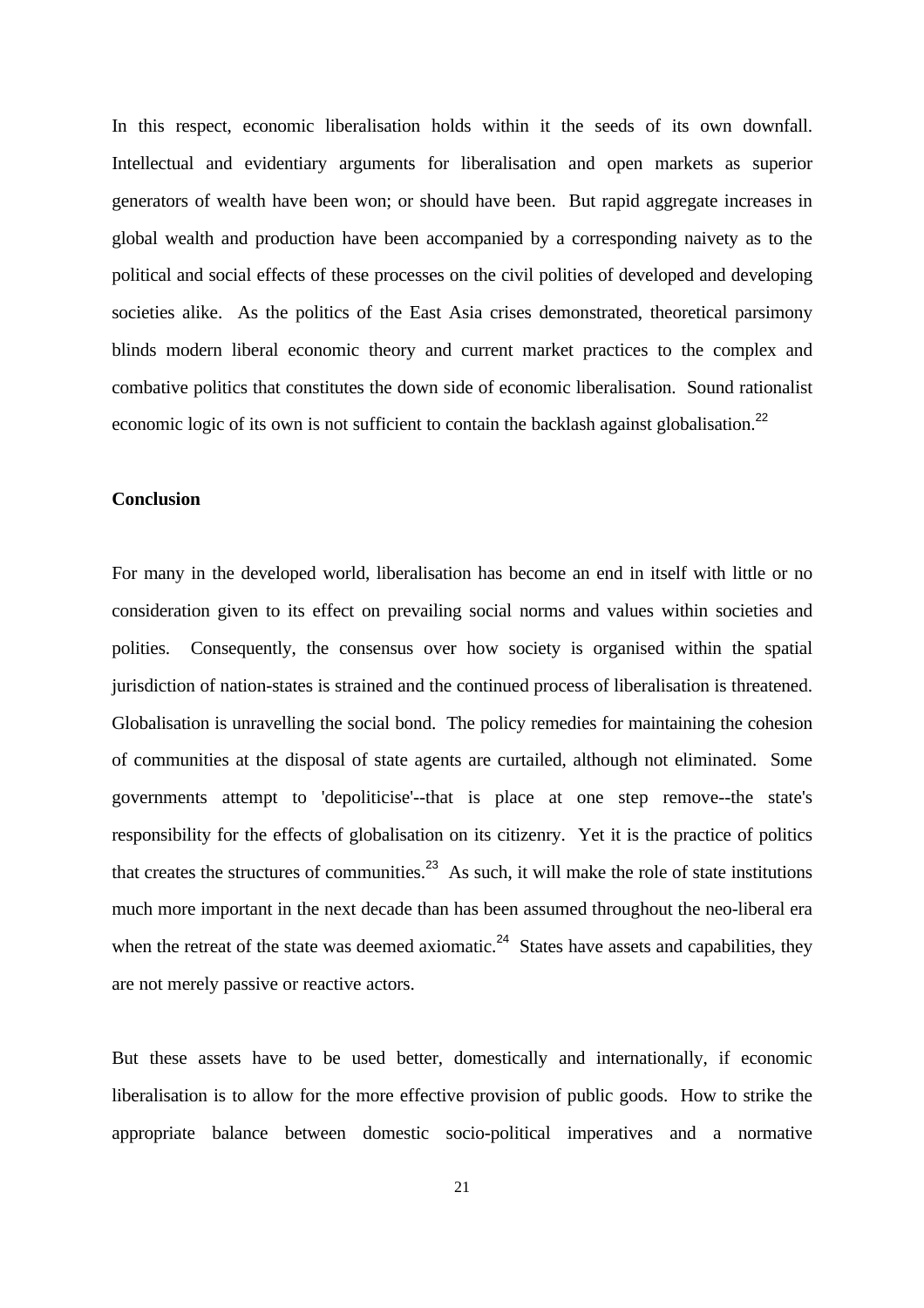In this respect, economic liberalisation holds within it the seeds of its own downfall. Intellectual and evidentiary arguments for liberalisation and open markets as superior generators of wealth have been won; or should have been. But rapid aggregate increases in global wealth and production have been accompanied by a corresponding naivety as to the political and social effects of these processes on the civil polities of developed and developing societies alike. As the politics of the East Asia crises demonstrated, theoretical parsimony blinds modern liberal economic theory and current market practices to the complex and combative politics that constitutes the down side of economic liberalisation. Sound rationalist economic logic of its own is not sufficient to contain the backlash against globalisation.[22]

**Conclusion**

For many in the developed world, liberalisation has become an end in itself with little or no consideration given to its effect on prevailing social norms and values within societies and polities. Consequently, the consensus over how society is organised within the spatial jurisdiction of nation-states is strained and the continued process of liberalisation is threatened. Globalisation is unravelling the social bond. The policy remedies for maintaining the cohesion of communities at the disposal of state agents are curtailed, although not eliminated. Some governments attempt to 'depoliticise'--that is place at one step remove--the state's responsibility for the effects of globalisation on its citizenry. Yet it is the practice of politics that creates the structures of communities.[23] As such, it will make the role of state institutions much more important in the next decade than has been assumed throughout the neo-liberal era when the retreat of the state was deemed axiomatic.[24] States have assets and capabilities, they are not merely passive or reactive actors.

But these assets have to be used better, domestically and internationally, if economic liberalisation is to allow for the more effective provision of public goods. How to strike the appropriate balance between domestic socio-political imperatives and a normative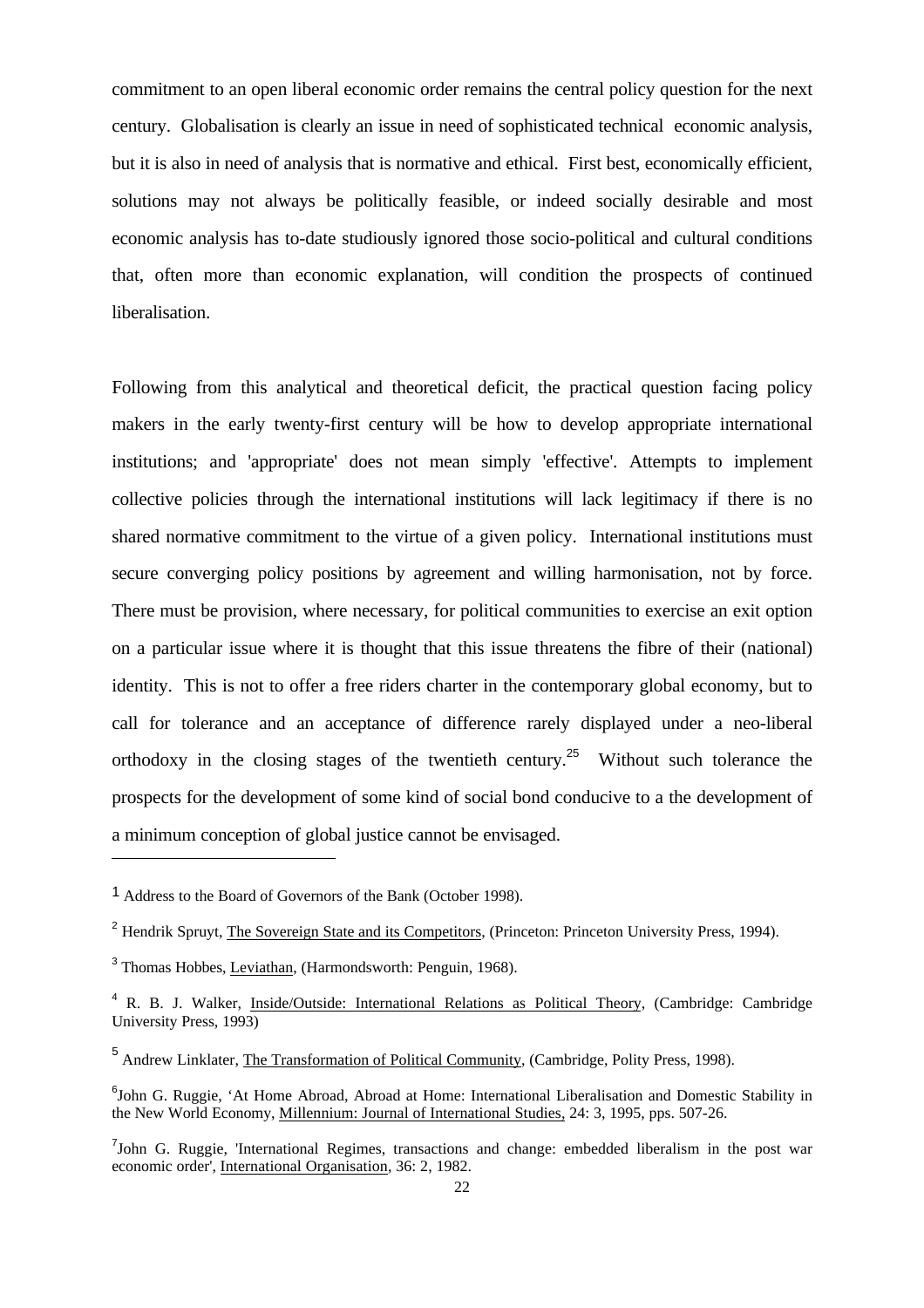commitment to an open liberal economic order remains the central policy question for the next century. Globalisation is clearly an issue in need of sophisticated technical economic analysis, but it is also in need of analysis that is normative and ethical. First best, economically efficient, solutions may not always be politically feasible, or indeed socially desirable and most economic analysis has to-date studiously ignored those socio-political and cultural conditions that, often more than economic explanation, will condition the prospects of continued liberalisation.

Following from this analytical and theoretical deficit, the practical question facing policy makers in the early twenty-first century will be how to develop appropriate international institutions; and 'appropriate' does not mean simply 'effective'. Attempts to implement collective policies through the international institutions will lack legitimacy if there is no shared normative commitment to the virtue of a given policy. International institutions must secure converging policy positions by agreement and willing harmonisation, not by force. There must be provision, where necessary, for political communities to exercise an exit option on a particular issue where it is thought that this issue threatens the fibre of their (national) identity. This is not to offer a free riders charter in the contemporary global economy, but to call for tolerance and an acceptance of difference rarely displayed under a neo-liberal orthodoxy in the closing stages of the twentieth century.[25] Without such tolerance the prospects for the development of some kind of social bond conducive to a the development of a minimum conception of global justice cannot be envisaged.

---

[1] Address to the Board of Governors of the Bank (October 1998).

[2] Hendrik Spruyt, The Sovereign State and its Competitors, (Princeton: Princeton University Press, 1994).

[3] Thomas Hobbes, Leviathan, (Harmondsworth: Penguin, 1968).

[4] R. B. J. Walker, Inside/Outside: International Relations as Political Theory, (Cambridge: Cambridge University Press, 1993)

[5] Andrew Linklater, The Transformation of Political Community, (Cambridge, Polity Press, 1998).

[6] John G. Ruggie, 'At Home Abroad, Abroad at Home: International Liberalisation and Domestic Stability in the New World Economy, Millennium: Journal of International Studies, 24: 3, 1995, pps. 507-26.

[7] John G. Ruggie, 'International Regimes, transactions and change: embedded liberalism in the post war economic order', International Organisation, 36: 2, 1982.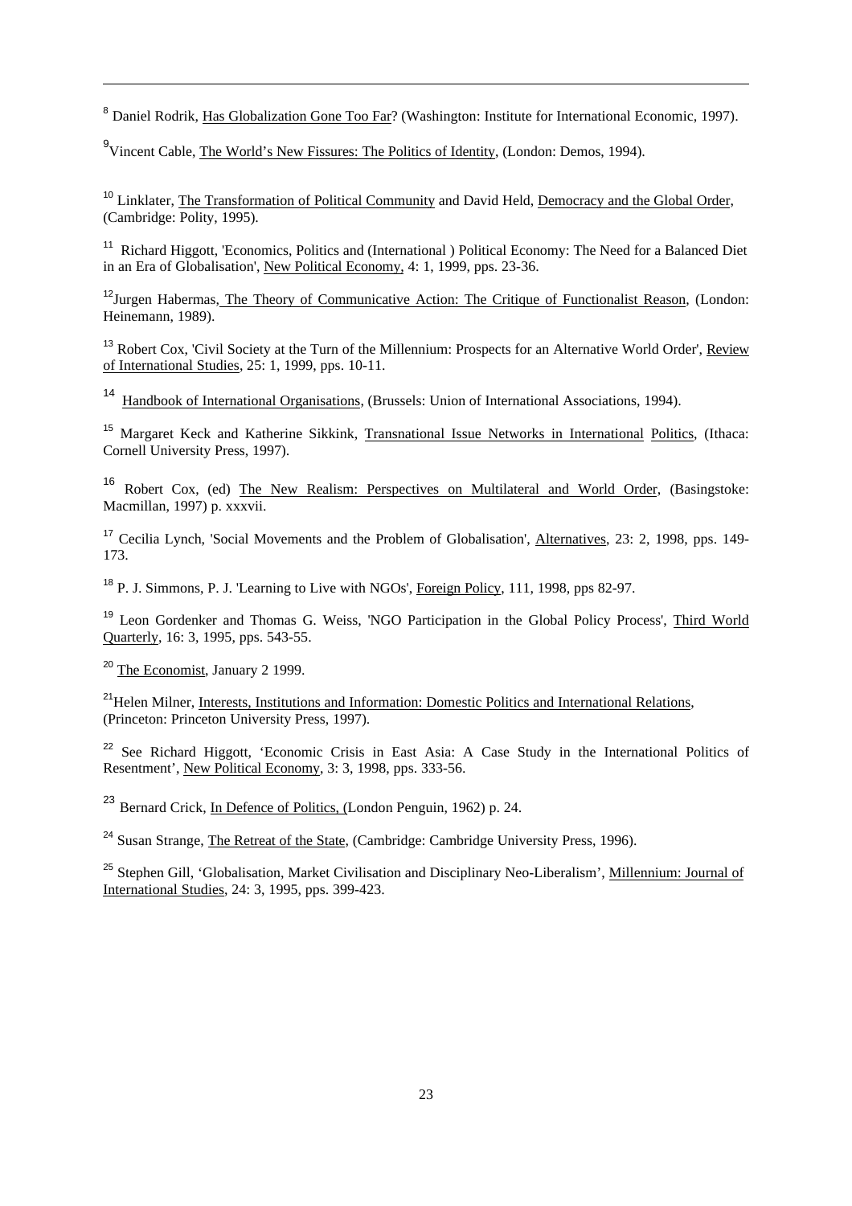[8] Daniel Rodrik, Has Globalization Gone Too Far? (Washington: Institute for International Economic, 1997).

[9] Vincent Cable, The World's New Fissures: The Politics of Identity, (London: Demos, 1994).

[10] Linklater, The Transformation of Political Community and David Held, Democracy and the Global Order, (Cambridge: Polity, 1995).

[11] Richard Higgott, 'Economics, Politics and (International ) Political Economy: The Need for a Balanced Diet in an Era of Globalisation', New Political Economy, 4: 1, 1999, pps. 23-36.

[12] Jurgen Habermas, The Theory of Communicative Action: The Critique of Functionalist Reason, (London: Heinemann, 1989).

[13] Robert Cox, 'Civil Society at the Turn of the Millennium: Prospects for an Alternative World Order', Review of International Studies, 25: 1, 1999, pps. 10-11.

[14] Handbook of International Organisations, (Brussels: Union of International Associations, 1994).

[15] Margaret Keck and Katherine Sikkink, Transnational Issue Networks in International Politics, (Ithaca: Cornell University Press, 1997).

[16] Robert Cox, (ed) The New Realism: Perspectives on Multilateral and World Order, (Basingstoke: Macmillan, 1997) p. xxxvii.

[17] Cecilia Lynch, 'Social Movements and the Problem of Globalisation', Alternatives, 23: 2, 1998, pps. 149-173.

[18] P. J. Simmons, P. J. 'Learning to Live with NGOs', Foreign Policy, 111, 1998, pps 82-97.

[19] Leon Gordenker and Thomas G. Weiss, 'NGO Participation in the Global Policy Process', Third World Quarterly, 16: 3, 1995, pps. 543-55.

[20] The Economist, January 2 1999.

[21] Helen Milner, Interests, Institutions and Information: Domestic Politics and International Relations, (Princeton: Princeton University Press, 1997).

[22] See Richard Higgott, 'Economic Crisis in East Asia: A Case Study in the International Politics of Resentment', New Political Economy, 3: 3, 1998, pps. 333-56.

[23] Bernard Crick, In Defence of Politics, (London Penguin, 1962) p. 24.

[24] Susan Strange, The Retreat of the State, (Cambridge: Cambridge University Press, 1996).

[25] Stephen Gill, 'Globalisation, Market Civilisation and Disciplinary Neo-Liberalism', Millennium: Journal of International Studies, 24: 3, 1995, pps. 399-423.